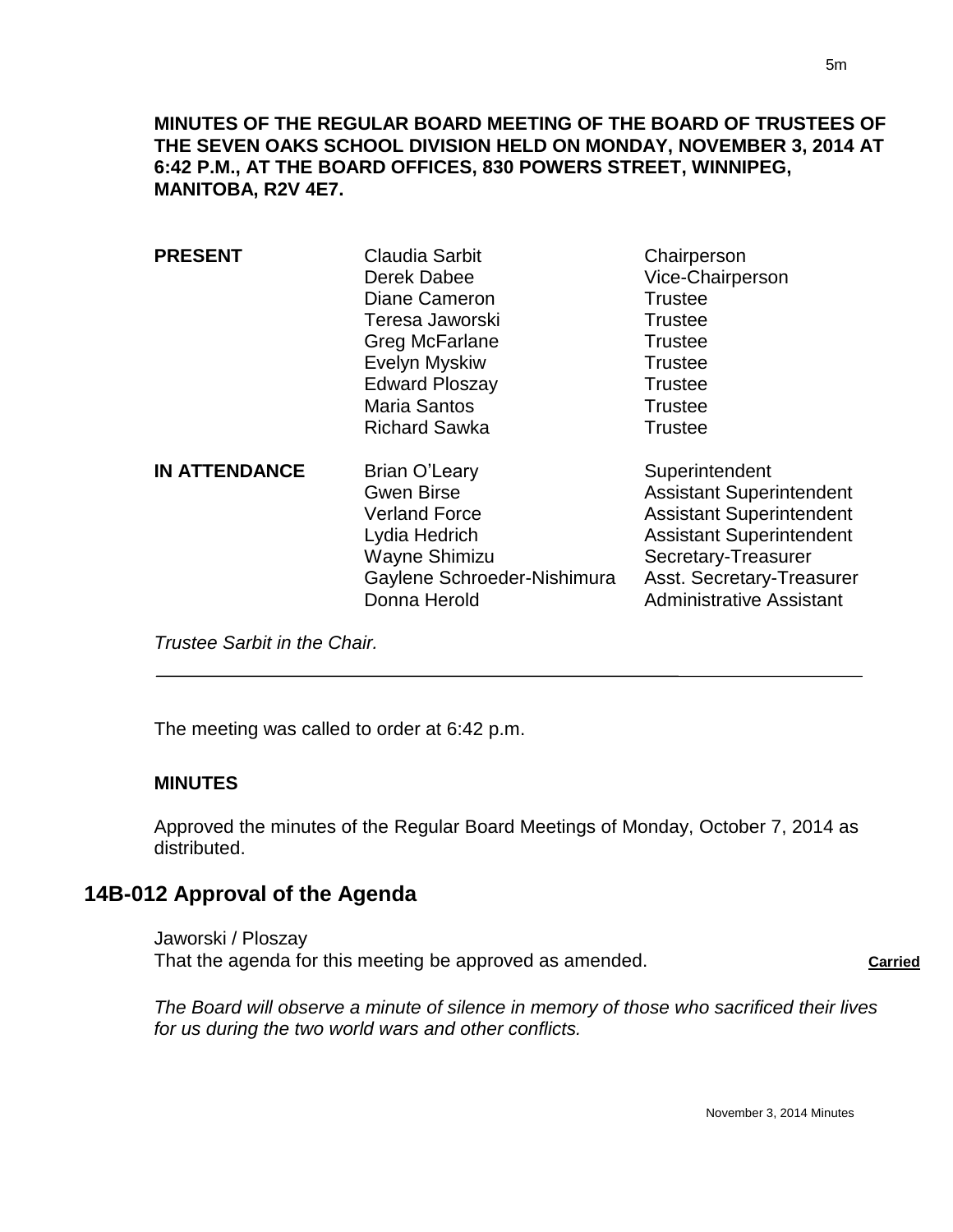**MINUTES OF THE REGULAR BOARD MEETING OF THE BOARD OF TRUSTEES OF THE SEVEN OAKS SCHOOL DIVISION HELD ON MONDAY, NOVEMBER 3, 2014 AT 6:42 P.M., AT THE BOARD OFFICES, 830 POWERS STREET, WINNIPEG, MANITOBA, R2V 4E7.**

| | | |
|---|---|---|
| **PRESENT** | Claudia Sarbit | Chairperson |
| | Derek Dabee | Vice-Chairperson |
| | Diane Cameron | Trustee |
| | Teresa Jaworski | Trustee |
| | Greg McFarlane | Trustee |
| | Evelyn Myskiw | Trustee |
| | Edward Ploszay | Trustee |
| | Maria Santos | Trustee |
| | Richard Sawka | Trustee |
| **IN ATTENDANCE** | Brian O'Leary | Superintendent |
| | Gwen Birse | Assistant Superintendent |
| | Verland Force | Assistant Superintendent |
| | Lydia Hedrich | Assistant Superintendent |
| | Wayne Shimizu | Secretary-Treasurer |
| | Gaylene Schroeder-Nishimura | Asst. Secretary-Treasurer |
| | Donna Herold | Administrative Assistant |

*Trustee Sarbit in the Chair.*

---

The meeting was called to order at 6:42 p.m.

**MINUTES**

Approved the minutes of the Regular Board Meetings of Monday, October 7, 2014 as distributed.

## 14B-012 Approval of the Agenda

Jaworski / Ploszay
That the agenda for this meeting be approved as amended. **Carried**

*The Board will observe a minute of silence in memory of those who sacrificed their lives for us during the two world wars and other conflicts.*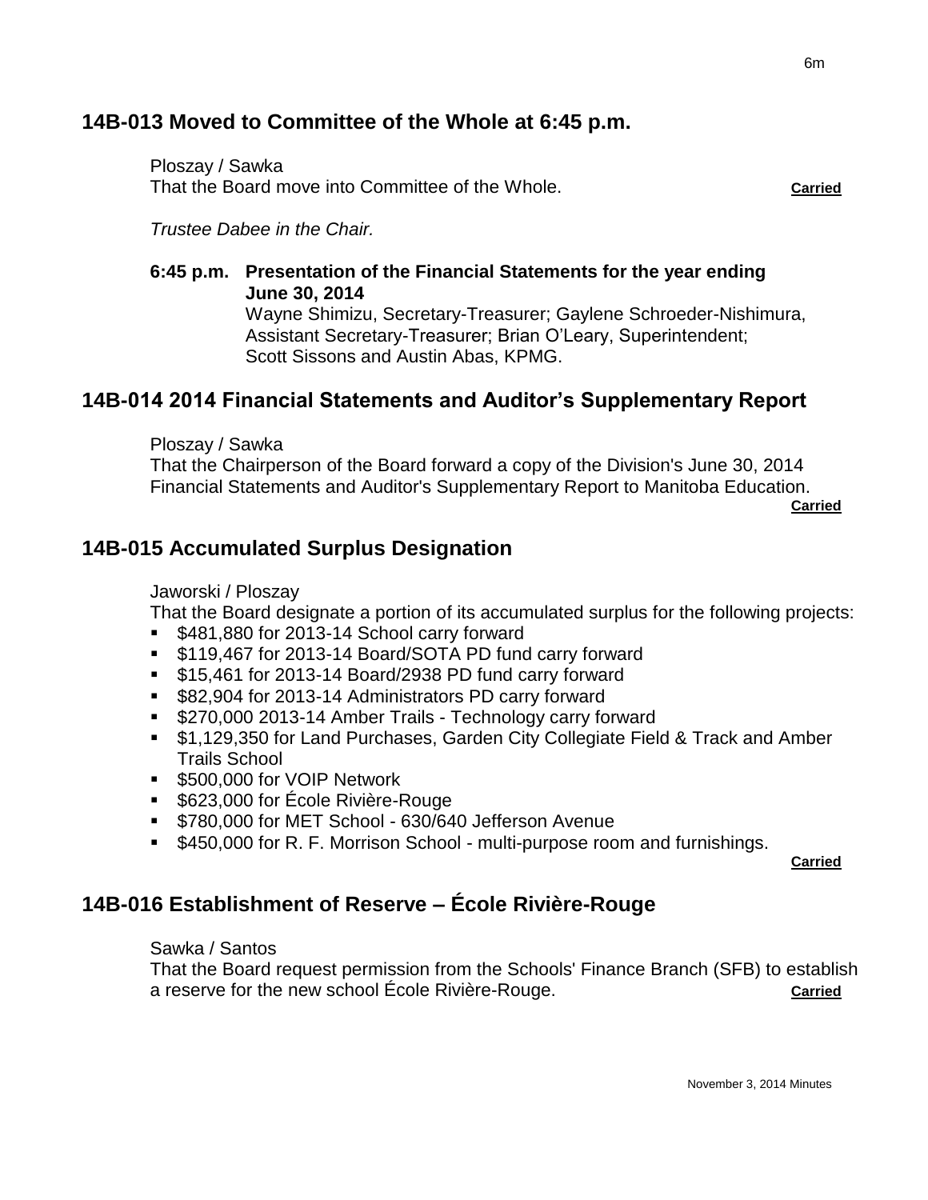## 14B-013 Moved to Committee of the Whole at 6:45 p.m.

Ploszay / Sawka
That the Board move into Committee of the Whole. **Carried**

*Trustee Dabee in the Chair.*

**6:45 p.m. Presentation of the Financial Statements for the year ending June 30, 2014**
Wayne Shimizu, Secretary-Treasurer; Gaylene Schroeder-Nishimura, Assistant Secretary-Treasurer; Brian O'Leary, Superintendent; Scott Sissons and Austin Abas, KPMG.

## 14B-014 2014 Financial Statements and Auditor's Supplementary Report

Ploszay / Sawka
That the Chairperson of the Board forward a copy of the Division's June 30, 2014 Financial Statements and Auditor's Supplementary Report to Manitoba Education. **Carried**

## 14B-015 Accumulated Surplus Designation

Jaworski / Ploszay
That the Board designate a portion of its accumulated surplus for the following projects:

- $481,880 for 2013-14 School carry forward
- $119,467 for 2013-14 Board/SOTA PD fund carry forward
- $15,461 for 2013-14 Board/2938 PD fund carry forward
- $82,904 for 2013-14 Administrators PD carry forward
- $270,000 2013-14 Amber Trails - Technology carry forward
- $1,129,350 for Land Purchases, Garden City Collegiate Field & Track and Amber Trails School
- $500,000 for VOIP Network
- $623,000 for École Rivière-Rouge
- $780,000 for MET School - 630/640 Jefferson Avenue
- $450,000 for R. F. Morrison School - multi-purpose room and furnishings.

**Carried**

## 14B-016 Establishment of Reserve – École Rivière-Rouge

Sawka / Santos
That the Board request permission from the Schools' Finance Branch (SFB) to establish a reserve for the new school École Rivière-Rouge. **Carried**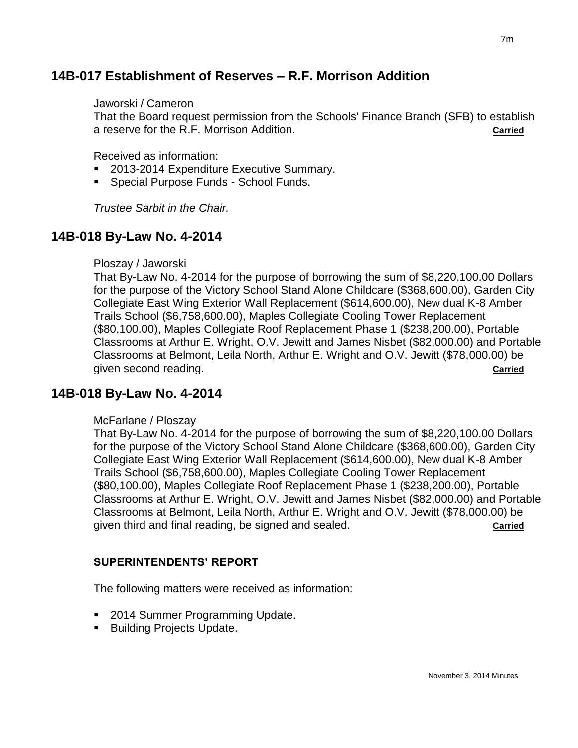## 14B-017 Establishment of Reserves – R.F. Morrison Addition

Jaworski / Cameron

That the Board request permission from the Schools' Finance Branch (SFB) to establish a reserve for the R.F. Morrison Addition. **Carried**

Received as information:

- 2013-2014 Expenditure Executive Summary.
- Special Purpose Funds - School Funds.

*Trustee Sarbit in the Chair.*

## 14B-018 By-Law No. 4-2014

Ploszay / Jaworski

That By-Law No. 4-2014 for the purpose of borrowing the sum of $8,220,100.00 Dollars for the purpose of the Victory School Stand Alone Childcare ($368,600.00), Garden City Collegiate East Wing Exterior Wall Replacement ($614,600.00), New dual K-8 Amber Trails School ($6,758,600.00), Maples Collegiate Cooling Tower Replacement ($80,100.00), Maples Collegiate Roof Replacement Phase 1 ($238,200.00), Portable Classrooms at Arthur E. Wright, O.V. Jewitt and James Nisbet ($82,000.00) and Portable Classrooms at Belmont, Leila North, Arthur E. Wright and O.V. Jewitt ($78,000.00) be given second reading. **Carried**

## 14B-018 By-Law No. 4-2014

McFarlane / Ploszay

That By-Law No. 4-2014 for the purpose of borrowing the sum of $8,220,100.00 Dollars for the purpose of the Victory School Stand Alone Childcare ($368,600.00), Garden City Collegiate East Wing Exterior Wall Replacement ($614,600.00), New dual K-8 Amber Trails School ($6,758,600.00), Maples Collegiate Cooling Tower Replacement ($80,100.00), Maples Collegiate Roof Replacement Phase 1 ($238,200.00), Portable Classrooms at Arthur E. Wright, O.V. Jewitt and James Nisbet ($82,000.00) and Portable Classrooms at Belmont, Leila North, Arthur E. Wright and O.V. Jewitt ($78,000.00) be given third and final reading, be signed and sealed. **Carried**

### SUPERINTENDENTS' REPORT

The following matters were received as information:

- 2014 Summer Programming Update.
- Building Projects Update.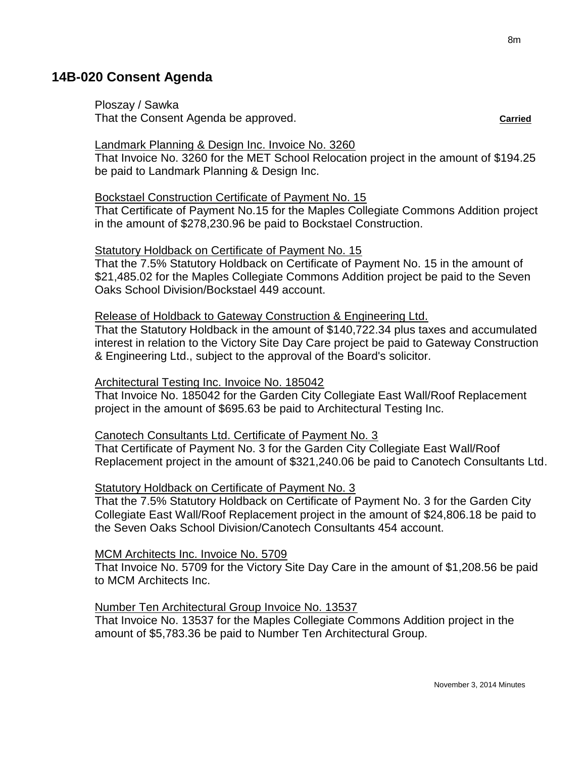## 14B-020 Consent Agenda

Ploszay / Sawka
That the Consent Agenda be approved. **Carried**

Landmark Planning & Design Inc. Invoice No. 3260
That Invoice No. 3260 for the MET School Relocation project in the amount of $194.25 be paid to Landmark Planning & Design Inc.

Bockstael Construction Certificate of Payment No. 15
That Certificate of Payment No.15 for the Maples Collegiate Commons Addition project in the amount of $278,230.96 be paid to Bockstael Construction.

Statutory Holdback on Certificate of Payment No. 15
That the 7.5% Statutory Holdback on Certificate of Payment No. 15 in the amount of $21,485.02 for the Maples Collegiate Commons Addition project be paid to the Seven Oaks School Division/Bockstael 449 account.

Release of Holdback to Gateway Construction & Engineering Ltd.
That the Statutory Holdback in the amount of $140,722.34 plus taxes and accumulated interest in relation to the Victory Site Day Care project be paid to Gateway Construction & Engineering Ltd., subject to the approval of the Board's solicitor.

Architectural Testing Inc. Invoice No. 185042
That Invoice No. 185042 for the Garden City Collegiate East Wall/Roof Replacement project in the amount of $695.63 be paid to Architectural Testing Inc.

Canotech Consultants Ltd. Certificate of Payment No. 3
That Certificate of Payment No. 3 for the Garden City Collegiate East Wall/Roof Replacement project in the amount of $321,240.06 be paid to Canotech Consultants Ltd.

Statutory Holdback on Certificate of Payment No. 3
That the 7.5% Statutory Holdback on Certificate of Payment No. 3 for the Garden City Collegiate East Wall/Roof Replacement project in the amount of $24,806.18 be paid to the Seven Oaks School Division/Canotech Consultants 454 account.

MCM Architects Inc. Invoice No. 5709
That Invoice No. 5709 for the Victory Site Day Care in the amount of $1,208.56 be paid to MCM Architects Inc.

Number Ten Architectural Group Invoice No. 13537
That Invoice No. 13537 for the Maples Collegiate Commons Addition project in the amount of $5,783.36 be paid to Number Ten Architectural Group.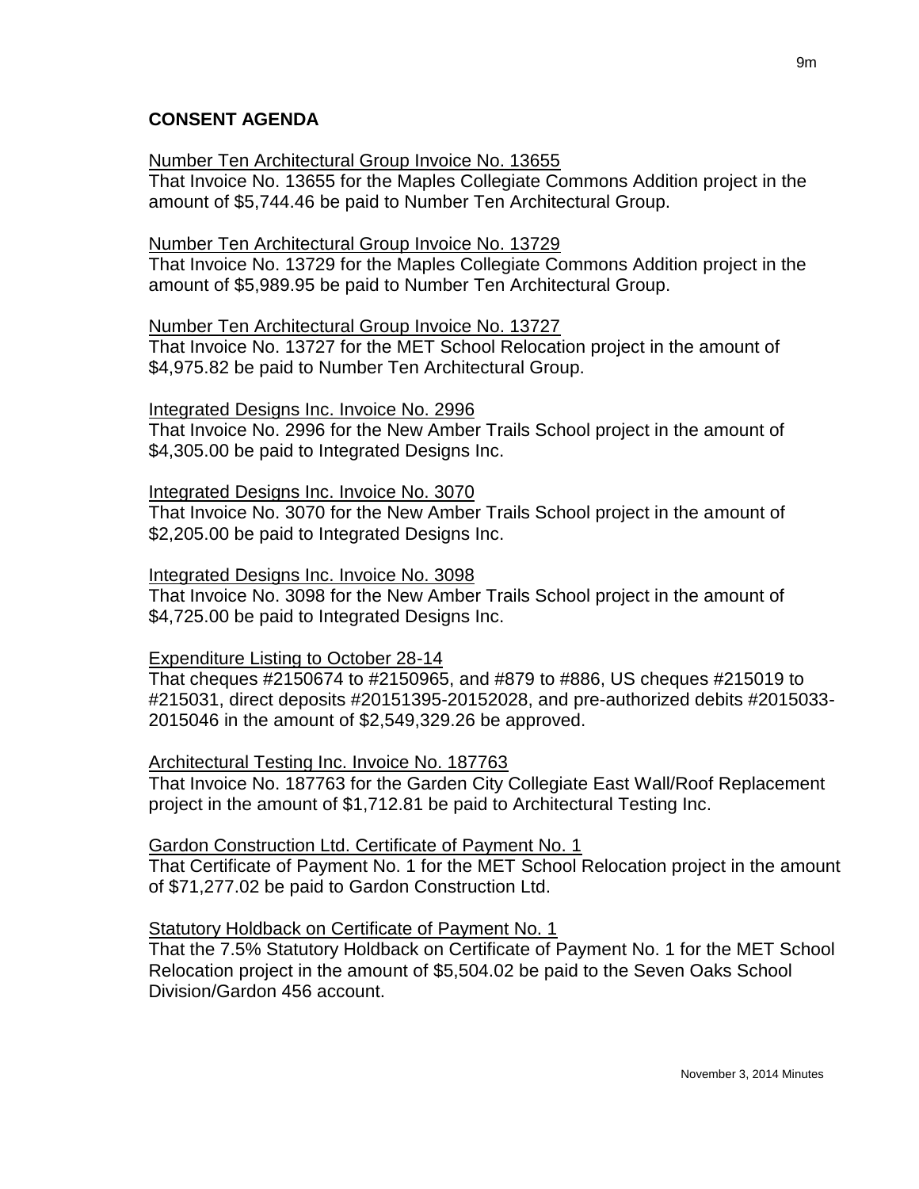## CONSENT AGENDA

Number Ten Architectural Group Invoice No. 13655

That Invoice No. 13655 for the Maples Collegiate Commons Addition project in the amount of $5,744.46 be paid to Number Ten Architectural Group.

Number Ten Architectural Group Invoice No. 13729

That Invoice No. 13729 for the Maples Collegiate Commons Addition project in the amount of $5,989.95 be paid to Number Ten Architectural Group.

Number Ten Architectural Group Invoice No. 13727

That Invoice No. 13727 for the MET School Relocation project in the amount of $4,975.82 be paid to Number Ten Architectural Group.

Integrated Designs Inc. Invoice No. 2996

That Invoice No. 2996 for the New Amber Trails School project in the amount of $4,305.00 be paid to Integrated Designs Inc.

Integrated Designs Inc. Invoice No. 3070

That Invoice No. 3070 for the New Amber Trails School project in the amount of $2,205.00 be paid to Integrated Designs Inc.

Integrated Designs Inc. Invoice No. 3098

That Invoice No. 3098 for the New Amber Trails School project in the amount of $4,725.00 be paid to Integrated Designs Inc.

Expenditure Listing to October 28-14

That cheques #2150674 to #2150965, and #879 to #886, US cheques #215019 to #215031, direct deposits #20151395-20152028, and pre-authorized debits #2015033-2015046 in the amount of $2,549,329.26 be approved.

Architectural Testing Inc. Invoice No. 187763

That Invoice No. 187763 for the Garden City Collegiate East Wall/Roof Replacement project in the amount of $1,712.81 be paid to Architectural Testing Inc.

Gardon Construction Ltd. Certificate of Payment No. 1

That Certificate of Payment No. 1 for the MET School Relocation project in the amount of $71,277.02 be paid to Gardon Construction Ltd.

Statutory Holdback on Certificate of Payment No. 1

That the 7.5% Statutory Holdback on Certificate of Payment No. 1 for the MET School Relocation project in the amount of $5,504.02 be paid to the Seven Oaks School Division/Gardon 456 account.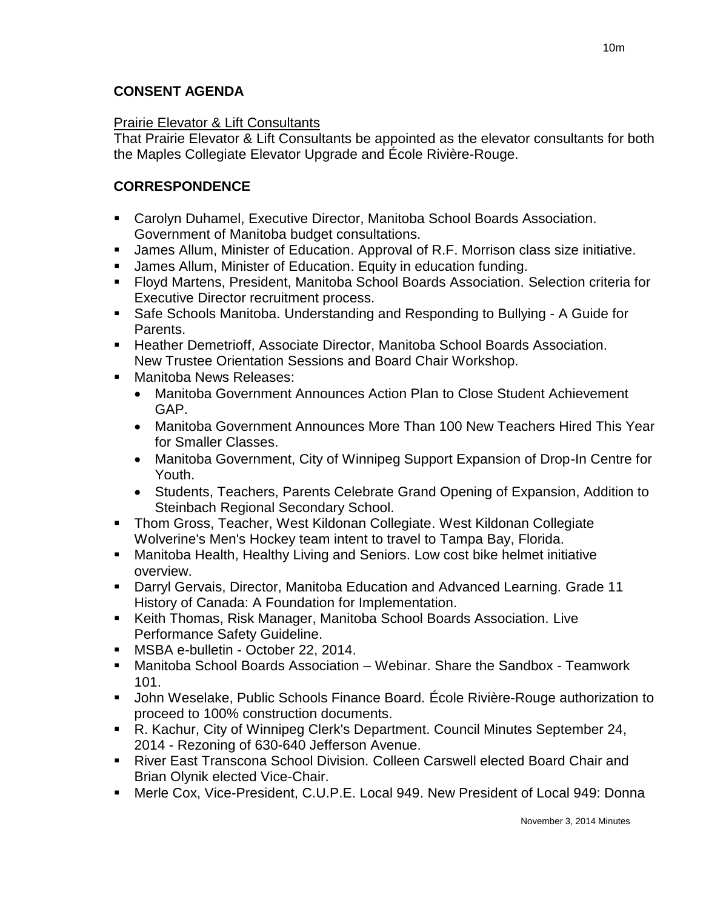## CONSENT AGENDA

Prairie Elevator & Lift Consultants

That Prairie Elevator & Lift Consultants be appointed as the elevator consultants for both the Maples Collegiate Elevator Upgrade and École Rivière-Rouge.

## CORRESPONDENCE

- Carolyn Duhamel, Executive Director, Manitoba School Boards Association. Government of Manitoba budget consultations.
- James Allum, Minister of Education. Approval of R.F. Morrison class size initiative.
- James Allum, Minister of Education. Equity in education funding.
- Floyd Martens, President, Manitoba School Boards Association. Selection criteria for Executive Director recruitment process.
- Safe Schools Manitoba. Understanding and Responding to Bullying - A Guide for Parents.
- Heather Demetrioff, Associate Director, Manitoba School Boards Association. New Trustee Orientation Sessions and Board Chair Workshop.
- Manitoba News Releases:
  - Manitoba Government Announces Action Plan to Close Student Achievement GAP.
  - Manitoba Government Announces More Than 100 New Teachers Hired This Year for Smaller Classes.
  - Manitoba Government, City of Winnipeg Support Expansion of Drop-In Centre for Youth.
  - Students, Teachers, Parents Celebrate Grand Opening of Expansion, Addition to Steinbach Regional Secondary School.
- Thom Gross, Teacher, West Kildonan Collegiate. West Kildonan Collegiate Wolverine's Men's Hockey team intent to travel to Tampa Bay, Florida.
- Manitoba Health, Healthy Living and Seniors. Low cost bike helmet initiative overview.
- Darryl Gervais, Director, Manitoba Education and Advanced Learning. Grade 11 History of Canada: A Foundation for Implementation.
- Keith Thomas, Risk Manager, Manitoba School Boards Association. Live Performance Safety Guideline.
- MSBA e-bulletin - October 22, 2014.
- Manitoba School Boards Association – Webinar. Share the Sandbox - Teamwork 101.
- John Weselake, Public Schools Finance Board. École Rivière-Rouge authorization to proceed to 100% construction documents.
- R. Kachur, City of Winnipeg Clerk's Department. Council Minutes September 24, 2014 - Rezoning of 630-640 Jefferson Avenue.
- River East Transcona School Division. Colleen Carswell elected Board Chair and Brian Olynik elected Vice-Chair.
- Merle Cox, Vice-President, C.U.P.E. Local 949. New President of Local 949: Donna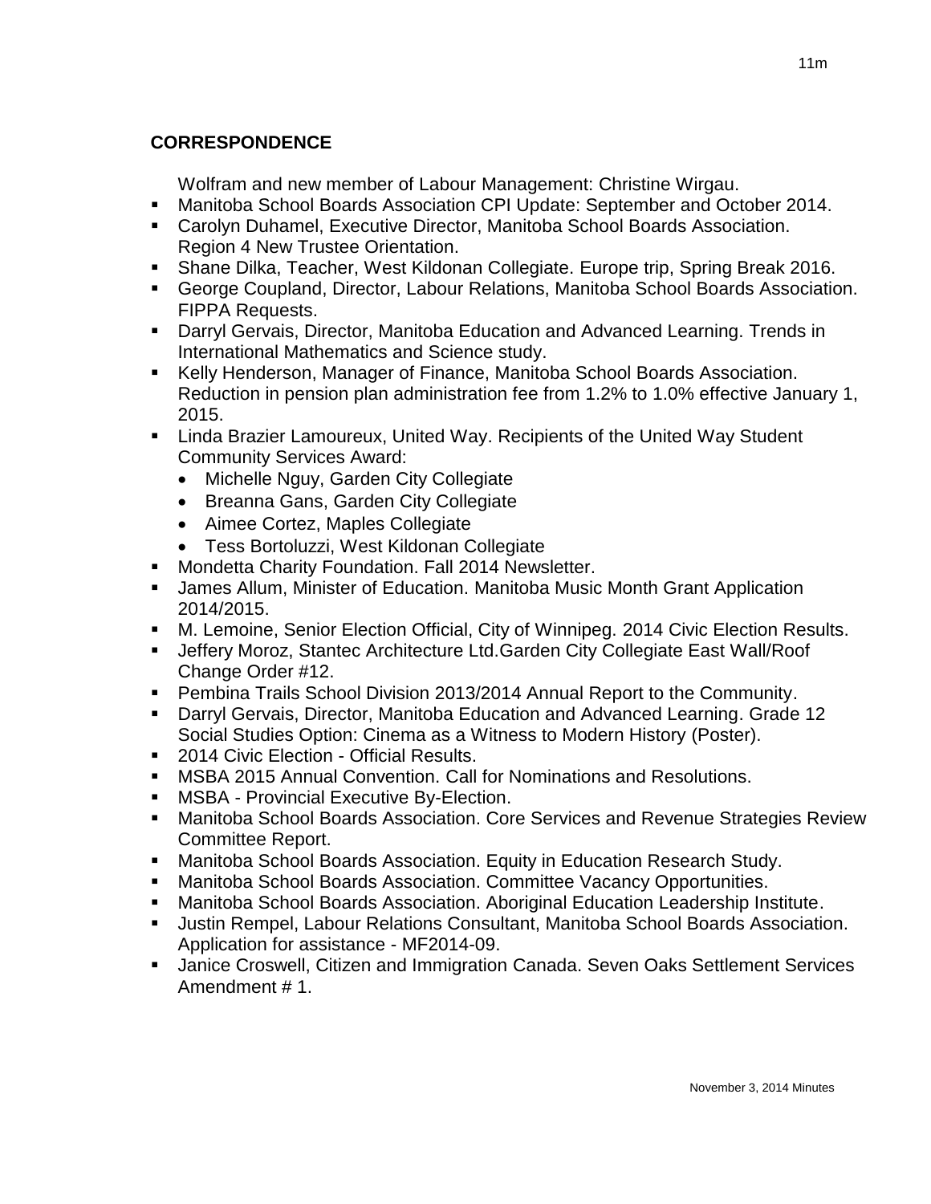## CORRESPONDENCE

Wolfram and new member of Labour Management: Christine Wirgau.

- Manitoba School Boards Association CPI Update: September and October 2014.
- Carolyn Duhamel, Executive Director, Manitoba School Boards Association. Region 4 New Trustee Orientation.
- Shane Dilka, Teacher, West Kildonan Collegiate. Europe trip, Spring Break 2016.
- George Coupland, Director, Labour Relations, Manitoba School Boards Association. FIPPA Requests.
- Darryl Gervais, Director, Manitoba Education and Advanced Learning. Trends in International Mathematics and Science study.
- Kelly Henderson, Manager of Finance, Manitoba School Boards Association. Reduction in pension plan administration fee from 1.2% to 1.0% effective January 1, 2015.
- Linda Brazier Lamoureux, United Way. Recipients of the United Way Student Community Services Award:
  - Michelle Nguy, Garden City Collegiate
  - Breanna Gans, Garden City Collegiate
  - Aimee Cortez, Maples Collegiate
  - Tess Bortoluzzi, West Kildonan Collegiate
- Mondetta Charity Foundation. Fall 2014 Newsletter.
- James Allum, Minister of Education. Manitoba Music Month Grant Application 2014/2015.
- M. Lemoine, Senior Election Official, City of Winnipeg. 2014 Civic Election Results.
- Jeffery Moroz, Stantec Architecture Ltd.Garden City Collegiate East Wall/Roof Change Order #12.
- Pembina Trails School Division 2013/2014 Annual Report to the Community.
- Darryl Gervais, Director, Manitoba Education and Advanced Learning. Grade 12 Social Studies Option: Cinema as a Witness to Modern History (Poster).
- 2014 Civic Election - Official Results.
- MSBA 2015 Annual Convention. Call for Nominations and Resolutions.
- MSBA - Provincial Executive By-Election.
- Manitoba School Boards Association. Core Services and Revenue Strategies Review Committee Report.
- Manitoba School Boards Association. Equity in Education Research Study.
- Manitoba School Boards Association. Committee Vacancy Opportunities.
- Manitoba School Boards Association. Aboriginal Education Leadership Institute.
- Justin Rempel, Labour Relations Consultant, Manitoba School Boards Association. Application for assistance - MF2014-09.
- Janice Croswell, Citizen and Immigration Canada. Seven Oaks Settlement Services Amendment # 1.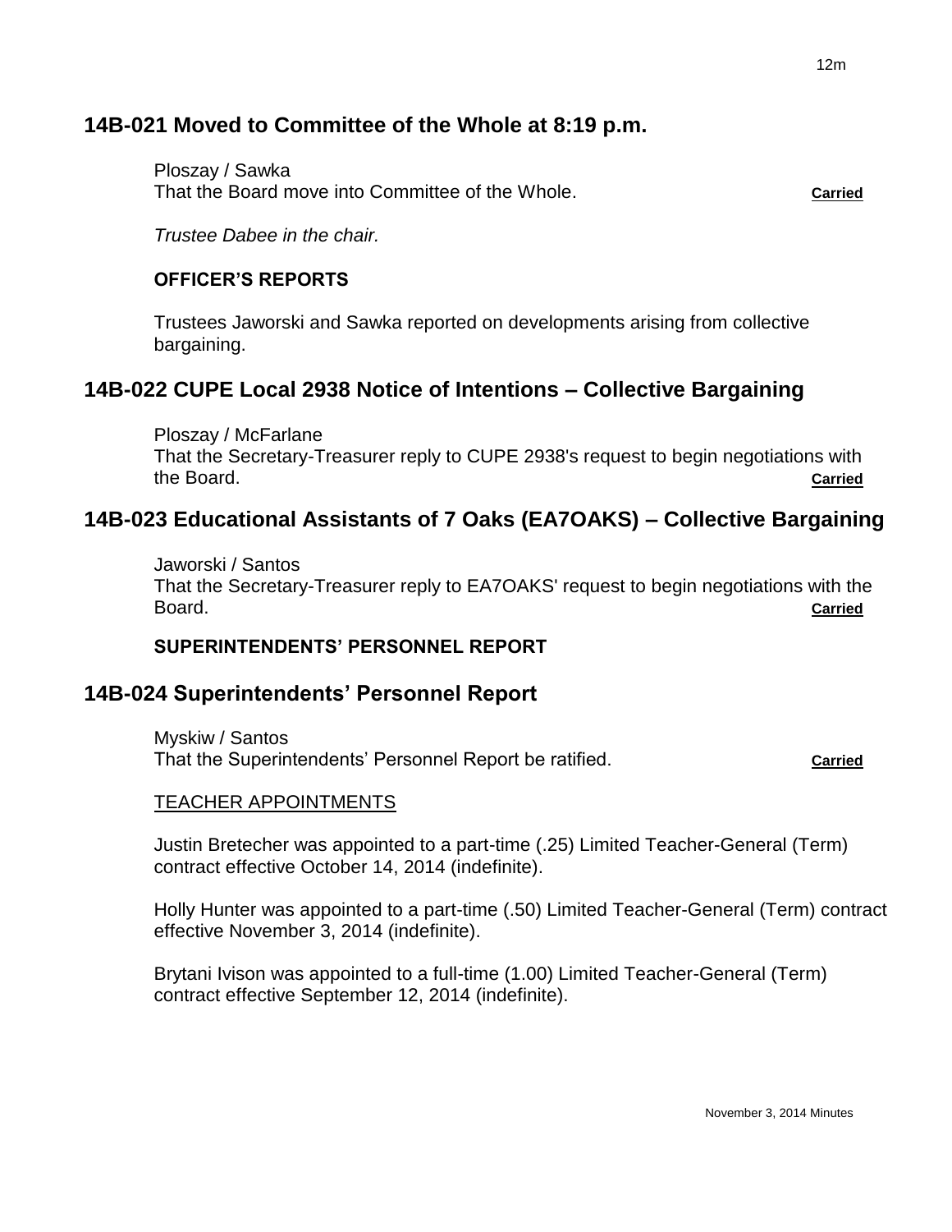## 14B-021 Moved to Committee of the Whole at 8:19 p.m.

Ploszay / Sawka
That the Board move into Committee of the Whole. **Carried**

*Trustee Dabee in the chair.*

**OFFICER'S REPORTS**

Trustees Jaworski and Sawka reported on developments arising from collective bargaining.

## 14B-022 CUPE Local 2938 Notice of Intentions – Collective Bargaining

Ploszay / McFarlane
That the Secretary-Treasurer reply to CUPE 2938's request to begin negotiations with the Board. **Carried**

## 14B-023 Educational Assistants of 7 Oaks (EA7OAKS) – Collective Bargaining

Jaworski / Santos
That the Secretary-Treasurer reply to EA7OAKS' request to begin negotiations with the Board. **Carried**

**SUPERINTENDENTS' PERSONNEL REPORT**

## 14B-024 Superintendents' Personnel Report

Myskiw / Santos
That the Superintendents' Personnel Report be ratified. **Carried**

TEACHER APPOINTMENTS

Justin Bretecher was appointed to a part-time (.25) Limited Teacher-General (Term) contract effective October 14, 2014 (indefinite).

Holly Hunter was appointed to a part-time (.50) Limited Teacher-General (Term) contract effective November 3, 2014 (indefinite).

Brytani Ivison was appointed to a full-time (1.00) Limited Teacher-General (Term) contract effective September 12, 2014 (indefinite).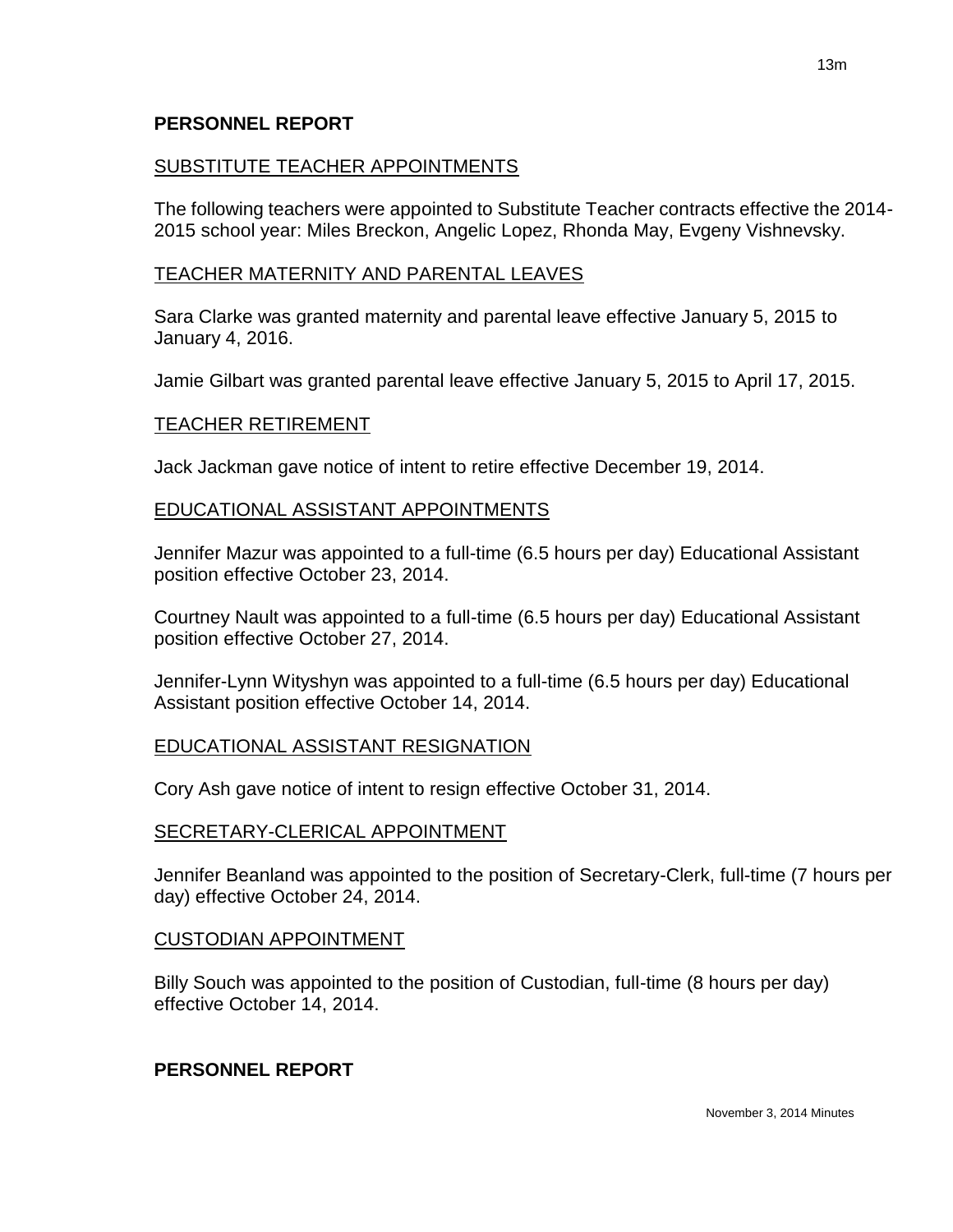## PERSONNEL REPORT

### SUBSTITUTE TEACHER APPOINTMENTS

The following teachers were appointed to Substitute Teacher contracts effective the 2014-2015 school year: Miles Breckon, Angelic Lopez, Rhonda May, Evgeny Vishnevsky.

### TEACHER MATERNITY AND PARENTAL LEAVES

Sara Clarke was granted maternity and parental leave effective January 5, 2015 to January 4, 2016.

Jamie Gilbart was granted parental leave effective January 5, 2015 to April 17, 2015.

### TEACHER RETIREMENT

Jack Jackman gave notice of intent to retire effective December 19, 2014.

### EDUCATIONAL ASSISTANT APPOINTMENTS

Jennifer Mazur was appointed to a full-time (6.5 hours per day) Educational Assistant position effective October 23, 2014.

Courtney Nault was appointed to a full-time (6.5 hours per day) Educational Assistant position effective October 27, 2014.

Jennifer-Lynn Wityshyn was appointed to a full-time (6.5 hours per day) Educational Assistant position effective October 14, 2014.

### EDUCATIONAL ASSISTANT RESIGNATION

Cory Ash gave notice of intent to resign effective October 31, 2014.

### SECRETARY-CLERICAL APPOINTMENT

Jennifer Beanland was appointed to the position of Secretary-Clerk, full-time (7 hours per day) effective October 24, 2014.

### CUSTODIAN APPOINTMENT

Billy Souch was appointed to the position of Custodian, full-time (8 hours per day) effective October 14, 2014.

## PERSONNEL REPORT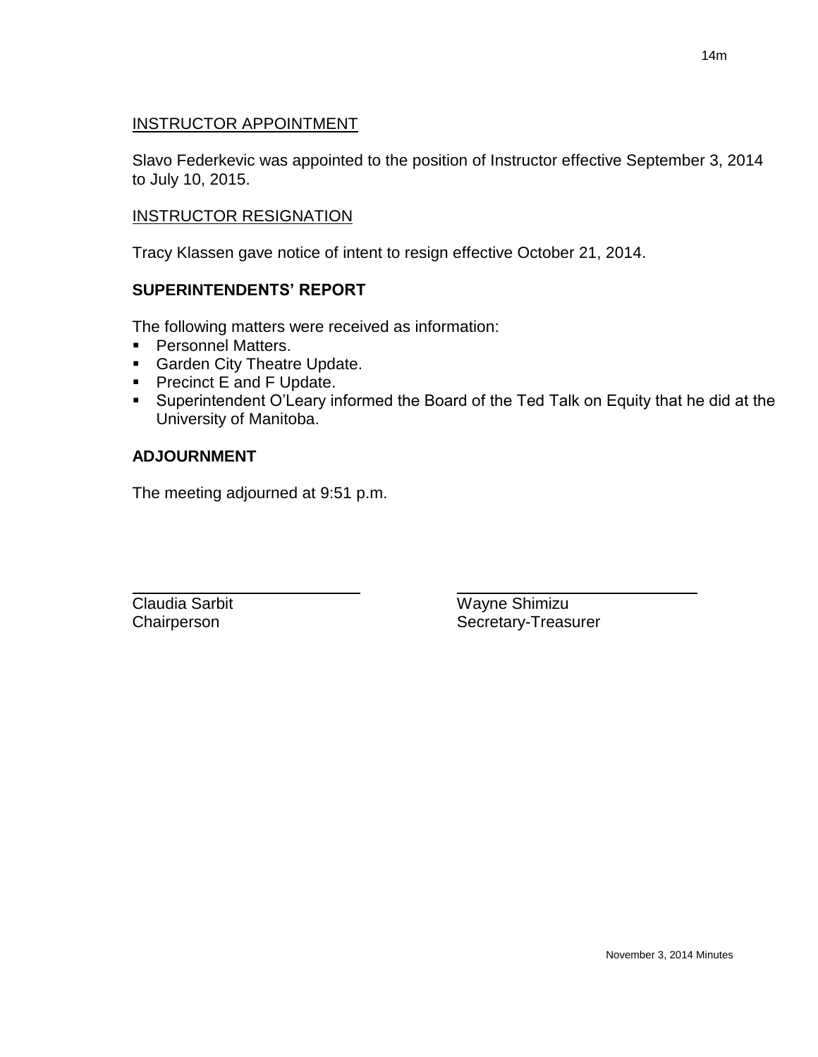INSTRUCTOR APPOINTMENT

Slavo Federkevic was appointed to the position of Instructor effective September 3, 2014 to July 10, 2015.

INSTRUCTOR RESIGNATION

Tracy Klassen gave notice of intent to resign effective October 21, 2014.

**SUPERINTENDENTS' REPORT**

The following matters were received as information:

- Personnel Matters.
- Garden City Theatre Update.
- Precinct E and F Update.
- Superintendent O'Leary informed the Board of the Ted Talk on Equity that he did at the University of Manitoba.

**ADJOURNMENT**

The meeting adjourned at 9:51 p.m.

| | |
|---|---|
| Claudia Sarbit | Wayne Shimizu |
| Chairperson | Secretary-Treasurer |